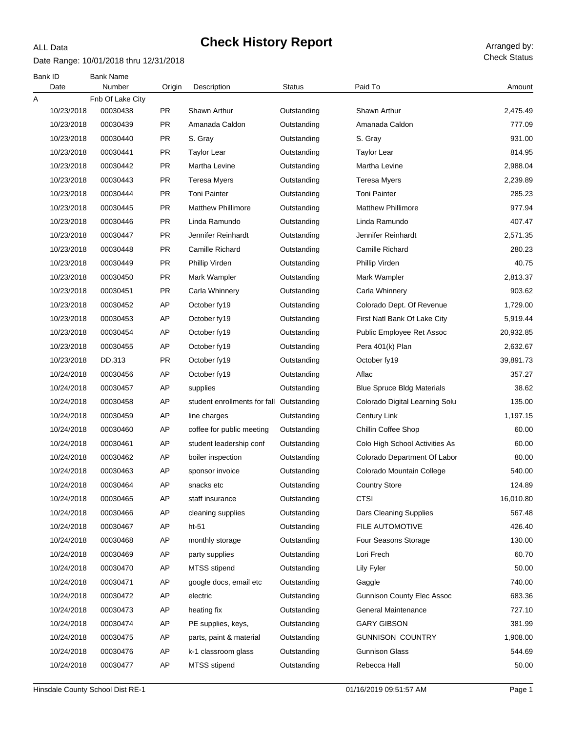ALL Data

# Check History Report

Date Range: 10/01/2018 thru 12/31/2018

Arranged by: Check Status

| Bank ID / Date | Bank Name / Number | Origin | Description | Status | Paid To | Amount |
|---|---|---|---|---|---|---|
| A | Fnb Of Lake City | | | | | |
| 10/23/2018 | 00030438 | PR | Shawn Arthur | Outstanding | Shawn Arthur | 2,475.49 |
| 10/23/2018 | 00030439 | PR | Amanada Caldon | Outstanding | Amanada Caldon | 777.09 |
| 10/23/2018 | 00030440 | PR | S. Gray | Outstanding | S. Gray | 931.00 |
| 10/23/2018 | 00030441 | PR | Taylor Lear | Outstanding | Taylor Lear | 814.95 |
| 10/23/2018 | 00030442 | PR | Martha Levine | Outstanding | Martha Levine | 2,988.04 |
| 10/23/2018 | 00030443 | PR | Teresa Myers | Outstanding | Teresa Myers | 2,239.89 |
| 10/23/2018 | 00030444 | PR | Toni Painter | Outstanding | Toni Painter | 285.23 |
| 10/23/2018 | 00030445 | PR | Matthew Phillimore | Outstanding | Matthew Phillimore | 977.94 |
| 10/23/2018 | 00030446 | PR | Linda Ramundo | Outstanding | Linda Ramundo | 407.47 |
| 10/23/2018 | 00030447 | PR | Jennifer Reinhardt | Outstanding | Jennifer Reinhardt | 2,571.35 |
| 10/23/2018 | 00030448 | PR | Camille Richard | Outstanding | Camille Richard | 280.23 |
| 10/23/2018 | 00030449 | PR | Phillip Virden | Outstanding | Phillip Virden | 40.75 |
| 10/23/2018 | 00030450 | PR | Mark Wampler | Outstanding | Mark Wampler | 2,813.37 |
| 10/23/2018 | 00030451 | PR | Carla Whinnery | Outstanding | Carla Whinnery | 903.62 |
| 10/23/2018 | 00030452 | AP | October fy19 | Outstanding | Colorado Dept. Of Revenue | 1,729.00 |
| 10/23/2018 | 00030453 | AP | October fy19 | Outstanding | First Natl Bank Of Lake City | 5,919.44 |
| 10/23/2018 | 00030454 | AP | October fy19 | Outstanding | Public Employee Ret Assoc | 20,932.85 |
| 10/23/2018 | 00030455 | AP | October fy19 | Outstanding | Pera 401(k) Plan | 2,632.67 |
| 10/23/2018 | DD.313 | PR | October fy19 | Outstanding | October fy19 | 39,891.73 |
| 10/24/2018 | 00030456 | AP | October fy19 | Outstanding | Aflac | 357.27 |
| 10/24/2018 | 00030457 | AP | supplies | Outstanding | Blue Spruce Bldg Materials | 38.62 |
| 10/24/2018 | 00030458 | AP | student enrollments for fall | Outstanding | Colorado Digital Learning Solu | 135.00 |
| 10/24/2018 | 00030459 | AP | line charges | Outstanding | Century Link | 1,197.15 |
| 10/24/2018 | 00030460 | AP | coffee for public meeting | Outstanding | Chillin Coffee Shop | 60.00 |
| 10/24/2018 | 00030461 | AP | student leadership conf | Outstanding | Colo High School Activities As | 60.00 |
| 10/24/2018 | 00030462 | AP | boiler inspection | Outstanding | Colorado Department Of Labor | 80.00 |
| 10/24/2018 | 00030463 | AP | sponsor invoice | Outstanding | Colorado Mountain College | 540.00 |
| 10/24/2018 | 00030464 | AP | snacks etc | Outstanding | Country Store | 124.89 |
| 10/24/2018 | 00030465 | AP | staff insurance | Outstanding | CTSI | 16,010.80 |
| 10/24/2018 | 00030466 | AP | cleaning supplies | Outstanding | Dars Cleaning Supplies | 567.48 |
| 10/24/2018 | 00030467 | AP | ht-51 | Outstanding | FILE AUTOMOTIVE | 426.40 |
| 10/24/2018 | 00030468 | AP | monthly storage | Outstanding | Four Seasons Storage | 130.00 |
| 10/24/2018 | 00030469 | AP | party supplies | Outstanding | Lori Frech | 60.70 |
| 10/24/2018 | 00030470 | AP | MTSS stipend | Outstanding | Lily Fyler | 50.00 |
| 10/24/2018 | 00030471 | AP | google docs, email etc | Outstanding | Gaggle | 740.00 |
| 10/24/2018 | 00030472 | AP | electric | Outstanding | Gunnison County Elec Assoc | 683.36 |
| 10/24/2018 | 00030473 | AP | heating fix | Outstanding | General Maintenance | 727.10 |
| 10/24/2018 | 00030474 | AP | PE supplies, keys, | Outstanding | GARY GIBSON | 381.99 |
| 10/24/2018 | 00030475 | AP | parts, paint & material | Outstanding | GUNNISON COUNTRY | 1,908.00 |
| 10/24/2018 | 00030476 | AP | k-1 classroom glass | Outstanding | Gunnison Glass | 544.69 |
| 10/24/2018 | 00030477 | AP | MTSS stipend | Outstanding | Rebecca Hall | 50.00 |

Hinsdale County School Dist RE-1 — 01/16/2019 09:51:57 AM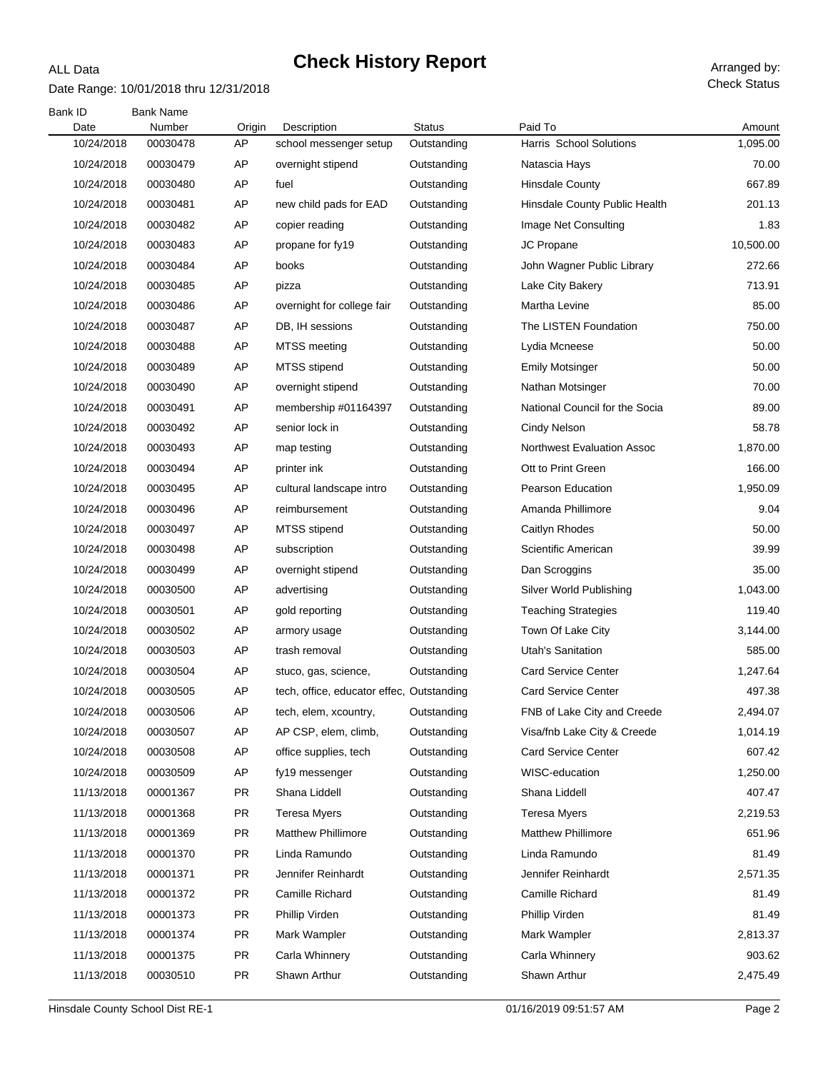ALL Data

# Check History Report

Date Range: 10/01/2018 thru 12/31/2018

Arranged by: Check Status

| Bank ID Date | Bank Name Number | Origin | Description | Status | Paid To | Amount |
|---|---|---|---|---|---|---|
| 10/24/2018 | 00030478 | AP | school messenger setup | Outstanding | Harris School Solutions | 1,095.00 |
| 10/24/2018 | 00030479 | AP | overnight stipend | Outstanding | Natascia Hays | 70.00 |
| 10/24/2018 | 00030480 | AP | fuel | Outstanding | Hinsdale County | 667.89 |
| 10/24/2018 | 00030481 | AP | new child pads for EAD | Outstanding | Hinsdale County Public Health | 201.13 |
| 10/24/2018 | 00030482 | AP | copier reading | Outstanding | Image Net Consulting | 1.83 |
| 10/24/2018 | 00030483 | AP | propane for fy19 | Outstanding | JC Propane | 10,500.00 |
| 10/24/2018 | 00030484 | AP | books | Outstanding | John Wagner Public Library | 272.66 |
| 10/24/2018 | 00030485 | AP | pizza | Outstanding | Lake City Bakery | 713.91 |
| 10/24/2018 | 00030486 | AP | overnight for college fair | Outstanding | Martha Levine | 85.00 |
| 10/24/2018 | 00030487 | AP | DB, IH sessions | Outstanding | The LISTEN Foundation | 750.00 |
| 10/24/2018 | 00030488 | AP | MTSS meeting | Outstanding | Lydia Mcneese | 50.00 |
| 10/24/2018 | 00030489 | AP | MTSS stipend | Outstanding | Emily Motsinger | 50.00 |
| 10/24/2018 | 00030490 | AP | overnight stipend | Outstanding | Nathan Motsinger | 70.00 |
| 10/24/2018 | 00030491 | AP | membership #01164397 | Outstanding | National Council for the Socia | 89.00 |
| 10/24/2018 | 00030492 | AP | senior lock in | Outstanding | Cindy Nelson | 58.78 |
| 10/24/2018 | 00030493 | AP | map testing | Outstanding | Northwest Evaluation Assoc | 1,870.00 |
| 10/24/2018 | 00030494 | AP | printer ink | Outstanding | Ott to Print Green | 166.00 |
| 10/24/2018 | 00030495 | AP | cultural landscape intro | Outstanding | Pearson Education | 1,950.09 |
| 10/24/2018 | 00030496 | AP | reimbursement | Outstanding | Amanda Phillimore | 9.04 |
| 10/24/2018 | 00030497 | AP | MTSS stipend | Outstanding | Caitlyn Rhodes | 50.00 |
| 10/24/2018 | 00030498 | AP | subscription | Outstanding | Scientific American | 39.99 |
| 10/24/2018 | 00030499 | AP | overnight stipend | Outstanding | Dan Scroggins | 35.00 |
| 10/24/2018 | 00030500 | AP | advertising | Outstanding | Silver World Publishing | 1,043.00 |
| 10/24/2018 | 00030501 | AP | gold reporting | Outstanding | Teaching Strategies | 119.40 |
| 10/24/2018 | 00030502 | AP | armory usage | Outstanding | Town Of Lake City | 3,144.00 |
| 10/24/2018 | 00030503 | AP | trash removal | Outstanding | Utah's Sanitation | 585.00 |
| 10/24/2018 | 00030504 | AP | stuco, gas, science, | Outstanding | Card Service Center | 1,247.64 |
| 10/24/2018 | 00030505 | AP | tech, office, educator effec, | Outstanding | Card Service Center | 497.38 |
| 10/24/2018 | 00030506 | AP | tech, elem, xcountry, | Outstanding | FNB of Lake City and Creede | 2,494.07 |
| 10/24/2018 | 00030507 | AP | AP CSP, elem, climb, | Outstanding | Visa/fnb Lake City & Creede | 1,014.19 |
| 10/24/2018 | 00030508 | AP | office supplies, tech | Outstanding | Card Service Center | 607.42 |
| 10/24/2018 | 00030509 | AP | fy19 messenger | Outstanding | WISC-education | 1,250.00 |
| 11/13/2018 | 00001367 | PR | Shana Liddell | Outstanding | Shana Liddell | 407.47 |
| 11/13/2018 | 00001368 | PR | Teresa Myers | Outstanding | Teresa Myers | 2,219.53 |
| 11/13/2018 | 00001369 | PR | Matthew Phillimore | Outstanding | Matthew Phillimore | 651.96 |
| 11/13/2018 | 00001370 | PR | Linda Ramundo | Outstanding | Linda Ramundo | 81.49 |
| 11/13/2018 | 00001371 | PR | Jennifer Reinhardt | Outstanding | Jennifer Reinhardt | 2,571.35 |
| 11/13/2018 | 00001372 | PR | Camille Richard | Outstanding | Camille Richard | 81.49 |
| 11/13/2018 | 00001373 | PR | Phillip Virden | Outstanding | Phillip Virden | 81.49 |
| 11/13/2018 | 00001374 | PR | Mark Wampler | Outstanding | Mark Wampler | 2,813.37 |
| 11/13/2018 | 00001375 | PR | Carla Whinnery | Outstanding | Carla Whinnery | 903.62 |
| 11/13/2018 | 00030510 | PR | Shawn Arthur | Outstanding | Shawn Arthur | 2,475.49 |

Hinsdale County School Dist RE-1 — 01/16/2019 09:51:57 AM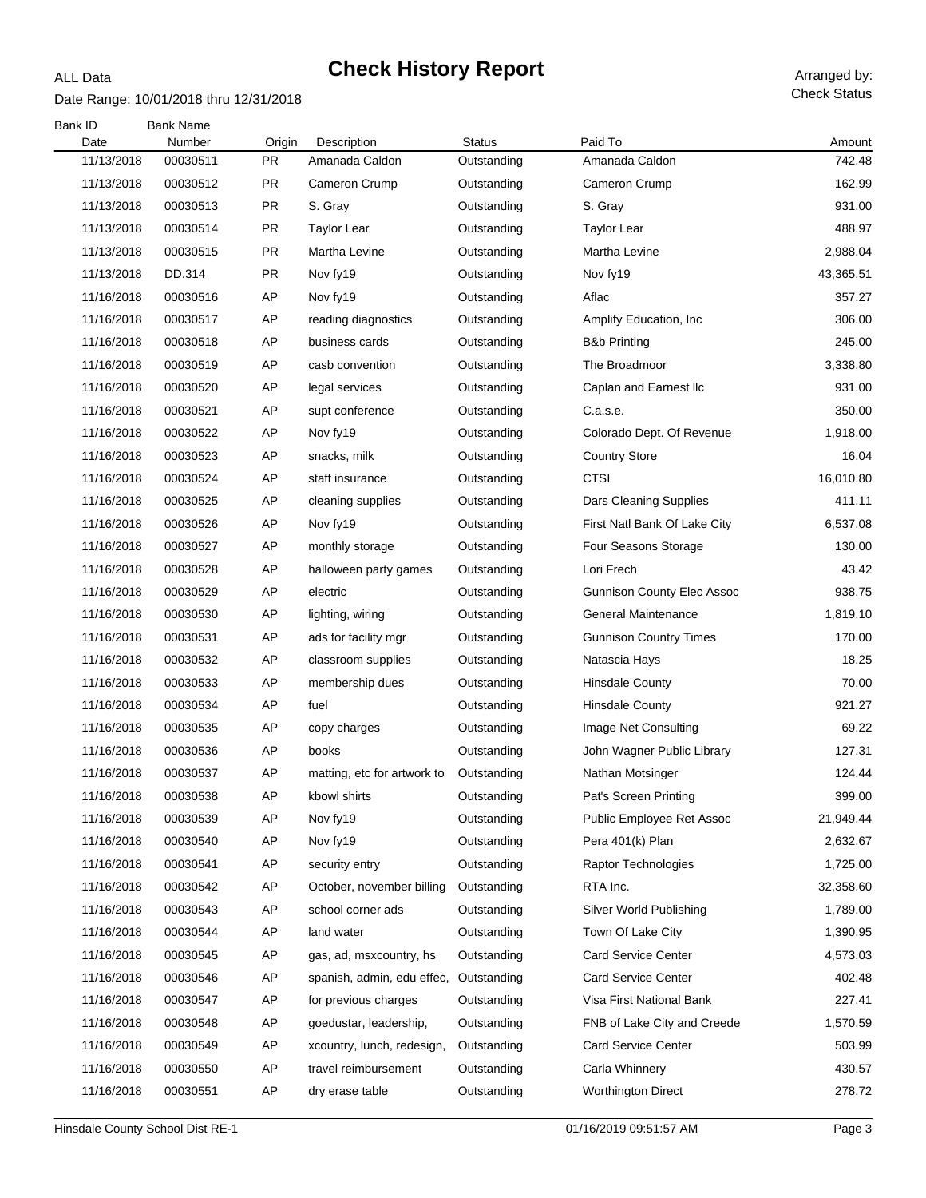ALL Data

# Check History Report

Date Range: 10/01/2018 thru 12/31/2018

Arranged by: Check Status

| Bank ID<br>Date | Bank Name<br>Number | Origin | Description | Status | Paid To | Amount |
|---|---|---|---|---|---|---|
| 11/13/2018 | 00030511 | PR | Amanada Caldon | Outstanding | Amanada Caldon | 742.48 |
| 11/13/2018 | 00030512 | PR | Cameron Crump | Outstanding | Cameron Crump | 162.99 |
| 11/13/2018 | 00030513 | PR | S. Gray | Outstanding | S. Gray | 931.00 |
| 11/13/2018 | 00030514 | PR | Taylor Lear | Outstanding | Taylor Lear | 488.97 |
| 11/13/2018 | 00030515 | PR | Martha Levine | Outstanding | Martha Levine | 2,988.04 |
| 11/13/2018 | DD.314 | PR | Nov fy19 | Outstanding | Nov fy19 | 43,365.51 |
| 11/16/2018 | 00030516 | AP | Nov fy19 | Outstanding | Aflac | 357.27 |
| 11/16/2018 | 00030517 | AP | reading diagnostics | Outstanding | Amplify Education, Inc | 306.00 |
| 11/16/2018 | 00030518 | AP | business cards | Outstanding | B&b Printing | 245.00 |
| 11/16/2018 | 00030519 | AP | casb convention | Outstanding | The Broadmoor | 3,338.80 |
| 11/16/2018 | 00030520 | AP | legal services | Outstanding | Caplan and Earnest llc | 931.00 |
| 11/16/2018 | 00030521 | AP | supt conference | Outstanding | C.a.s.e. | 350.00 |
| 11/16/2018 | 00030522 | AP | Nov fy19 | Outstanding | Colorado Dept. Of Revenue | 1,918.00 |
| 11/16/2018 | 00030523 | AP | snacks, milk | Outstanding | Country Store | 16.04 |
| 11/16/2018 | 00030524 | AP | staff insurance | Outstanding | CTSI | 16,010.80 |
| 11/16/2018 | 00030525 | AP | cleaning supplies | Outstanding | Dars Cleaning Supplies | 411.11 |
| 11/16/2018 | 00030526 | AP | Nov fy19 | Outstanding | First Natl Bank Of Lake City | 6,537.08 |
| 11/16/2018 | 00030527 | AP | monthly storage | Outstanding | Four Seasons Storage | 130.00 |
| 11/16/2018 | 00030528 | AP | halloween party games | Outstanding | Lori Frech | 43.42 |
| 11/16/2018 | 00030529 | AP | electric | Outstanding | Gunnison County Elec Assoc | 938.75 |
| 11/16/2018 | 00030530 | AP | lighting, wiring | Outstanding | General Maintenance | 1,819.10 |
| 11/16/2018 | 00030531 | AP | ads for facility mgr | Outstanding | Gunnison Country Times | 170.00 |
| 11/16/2018 | 00030532 | AP | classroom supplies | Outstanding | Natascia Hays | 18.25 |
| 11/16/2018 | 00030533 | AP | membership dues | Outstanding | Hinsdale County | 70.00 |
| 11/16/2018 | 00030534 | AP | fuel | Outstanding | Hinsdale County | 921.27 |
| 11/16/2018 | 00030535 | AP | copy charges | Outstanding | Image Net Consulting | 69.22 |
| 11/16/2018 | 00030536 | AP | books | Outstanding | John Wagner Public Library | 127.31 |
| 11/16/2018 | 00030537 | AP | matting, etc for artwork to | Outstanding | Nathan Motsinger | 124.44 |
| 11/16/2018 | 00030538 | AP | kbowl shirts | Outstanding | Pat's Screen Printing | 399.00 |
| 11/16/2018 | 00030539 | AP | Nov fy19 | Outstanding | Public Employee Ret Assoc | 21,949.44 |
| 11/16/2018 | 00030540 | AP | Nov fy19 | Outstanding | Pera 401(k) Plan | 2,632.67 |
| 11/16/2018 | 00030541 | AP | security entry | Outstanding | Raptor Technologies | 1,725.00 |
| 11/16/2018 | 00030542 | AP | October, november billing | Outstanding | RTA Inc. | 32,358.60 |
| 11/16/2018 | 00030543 | AP | school corner ads | Outstanding | Silver World Publishing | 1,789.00 |
| 11/16/2018 | 00030544 | AP | land water | Outstanding | Town Of Lake City | 1,390.95 |
| 11/16/2018 | 00030545 | AP | gas, ad, msxcountry, hs | Outstanding | Card Service Center | 4,573.03 |
| 11/16/2018 | 00030546 | AP | spanish, admin, edu effec, | Outstanding | Card Service Center | 402.48 |
| 11/16/2018 | 00030547 | AP | for previous charges | Outstanding | Visa First National Bank | 227.41 |
| 11/16/2018 | 00030548 | AP | goedustar, leadership, | Outstanding | FNB of Lake City and Creede | 1,570.59 |
| 11/16/2018 | 00030549 | AP | xcountry, lunch, redesign, | Outstanding | Card Service Center | 503.99 |
| 11/16/2018 | 00030550 | AP | travel reimbursement | Outstanding | Carla Whinnery | 430.57 |
| 11/16/2018 | 00030551 | AP | dry erase table | Outstanding | Worthington Direct | 278.72 |

Hinsdale County School Dist RE-1 01/16/2019 09:51:57 AM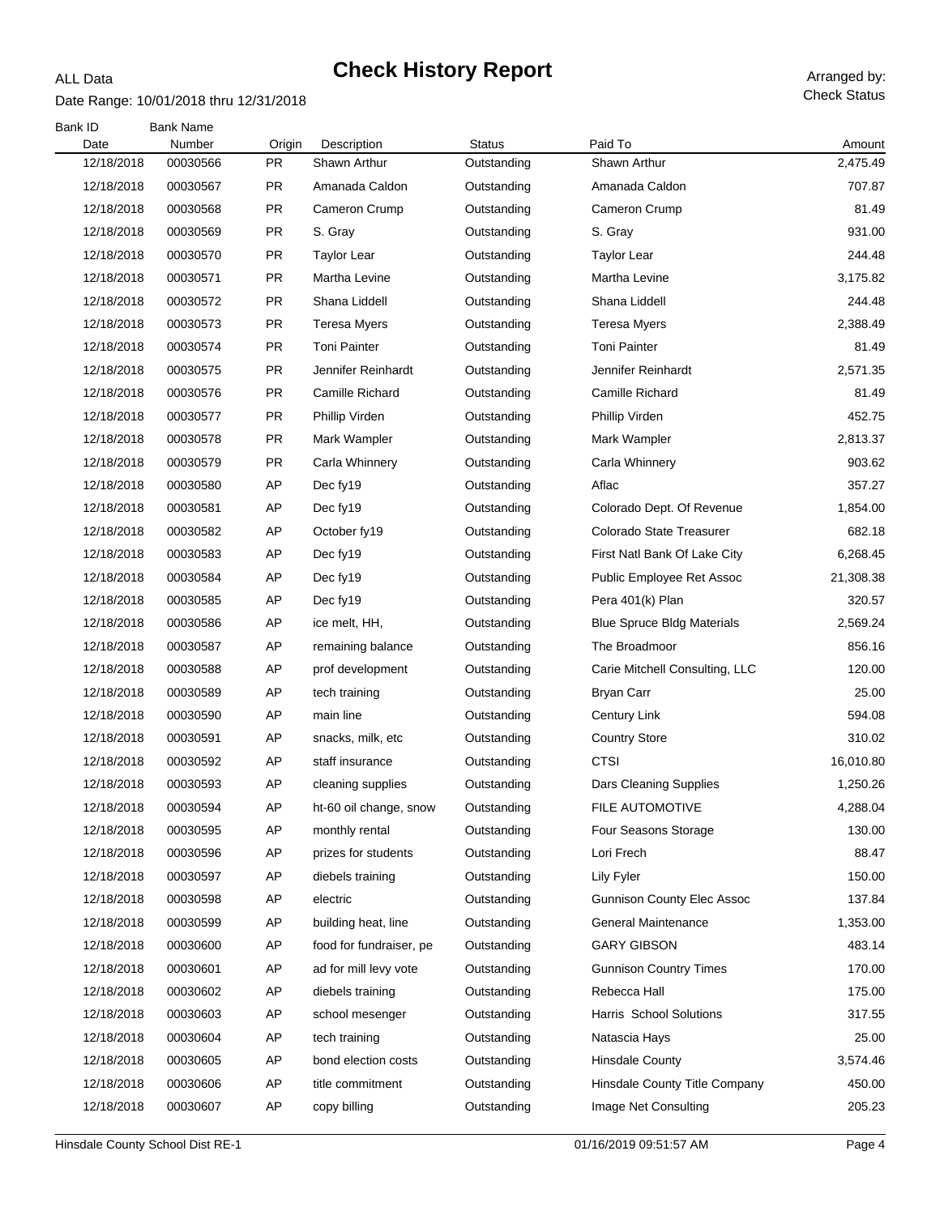ALL Data

# Check History Report

Date Range: 10/01/2018 thru 12/31/2018

Arranged by: Check Status

| Bank ID Date | Bank Name Number | Origin | Description | Status | Paid To | Amount |
|---|---|---|---|---|---|---|
| 12/18/2018 | 00030566 | PR | Shawn Arthur | Outstanding | Shawn Arthur | 2,475.49 |
| 12/18/2018 | 00030567 | PR | Amanada Caldon | Outstanding | Amanada Caldon | 707.87 |
| 12/18/2018 | 00030568 | PR | Cameron Crump | Outstanding | Cameron Crump | 81.49 |
| 12/18/2018 | 00030569 | PR | S. Gray | Outstanding | S. Gray | 931.00 |
| 12/18/2018 | 00030570 | PR | Taylor Lear | Outstanding | Taylor Lear | 244.48 |
| 12/18/2018 | 00030571 | PR | Martha Levine | Outstanding | Martha Levine | 3,175.82 |
| 12/18/2018 | 00030572 | PR | Shana Liddell | Outstanding | Shana Liddell | 244.48 |
| 12/18/2018 | 00030573 | PR | Teresa Myers | Outstanding | Teresa Myers | 2,388.49 |
| 12/18/2018 | 00030574 | PR | Toni Painter | Outstanding | Toni Painter | 81.49 |
| 12/18/2018 | 00030575 | PR | Jennifer Reinhardt | Outstanding | Jennifer Reinhardt | 2,571.35 |
| 12/18/2018 | 00030576 | PR | Camille Richard | Outstanding | Camille Richard | 81.49 |
| 12/18/2018 | 00030577 | PR | Phillip Virden | Outstanding | Phillip Virden | 452.75 |
| 12/18/2018 | 00030578 | PR | Mark Wampler | Outstanding | Mark Wampler | 2,813.37 |
| 12/18/2018 | 00030579 | PR | Carla Whinnery | Outstanding | Carla Whinnery | 903.62 |
| 12/18/2018 | 00030580 | AP | Dec fy19 | Outstanding | Aflac | 357.27 |
| 12/18/2018 | 00030581 | AP | Dec fy19 | Outstanding | Colorado Dept. Of Revenue | 1,854.00 |
| 12/18/2018 | 00030582 | AP | October fy19 | Outstanding | Colorado State Treasurer | 682.18 |
| 12/18/2018 | 00030583 | AP | Dec fy19 | Outstanding | First Natl Bank Of Lake City | 6,268.45 |
| 12/18/2018 | 00030584 | AP | Dec fy19 | Outstanding | Public Employee Ret Assoc | 21,308.38 |
| 12/18/2018 | 00030585 | AP | Dec fy19 | Outstanding | Pera 401(k) Plan | 320.57 |
| 12/18/2018 | 00030586 | AP | ice melt, HH, | Outstanding | Blue Spruce Bldg Materials | 2,569.24 |
| 12/18/2018 | 00030587 | AP | remaining balance | Outstanding | The Broadmoor | 856.16 |
| 12/18/2018 | 00030588 | AP | prof development | Outstanding | Carie Mitchell Consulting, LLC | 120.00 |
| 12/18/2018 | 00030589 | AP | tech training | Outstanding | Bryan Carr | 25.00 |
| 12/18/2018 | 00030590 | AP | main line | Outstanding | Century Link | 594.08 |
| 12/18/2018 | 00030591 | AP | snacks, milk, etc | Outstanding | Country Store | 310.02 |
| 12/18/2018 | 00030592 | AP | staff insurance | Outstanding | CTSI | 16,010.80 |
| 12/18/2018 | 00030593 | AP | cleaning supplies | Outstanding | Dars Cleaning Supplies | 1,250.26 |
| 12/18/2018 | 00030594 | AP | ht-60 oil change, snow | Outstanding | FILE AUTOMOTIVE | 4,288.04 |
| 12/18/2018 | 00030595 | AP | monthly rental | Outstanding | Four Seasons Storage | 130.00 |
| 12/18/2018 | 00030596 | AP | prizes for students | Outstanding | Lori Frech | 88.47 |
| 12/18/2018 | 00030597 | AP | diebels training | Outstanding | Lily Fyler | 150.00 |
| 12/18/2018 | 00030598 | AP | electric | Outstanding | Gunnison County Elec Assoc | 137.84 |
| 12/18/2018 | 00030599 | AP | building heat, line | Outstanding | General Maintenance | 1,353.00 |
| 12/18/2018 | 00030600 | AP | food for fundraiser, pe | Outstanding | GARY GIBSON | 483.14 |
| 12/18/2018 | 00030601 | AP | ad for mill levy vote | Outstanding | Gunnison Country Times | 170.00 |
| 12/18/2018 | 00030602 | AP | diebels training | Outstanding | Rebecca Hall | 175.00 |
| 12/18/2018 | 00030603 | AP | school mesenger | Outstanding | Harris School Solutions | 317.55 |
| 12/18/2018 | 00030604 | AP | tech training | Outstanding | Natascia Hays | 25.00 |
| 12/18/2018 | 00030605 | AP | bond election costs | Outstanding | Hinsdale County | 3,574.46 |
| 12/18/2018 | 00030606 | AP | title commitment | Outstanding | Hinsdale County Title Company | 450.00 |
| 12/18/2018 | 00030607 | AP | copy billing | Outstanding | Image Net Consulting | 205.23 |

Hinsdale County School Dist RE-1 01/16/2019 09:51:57 AM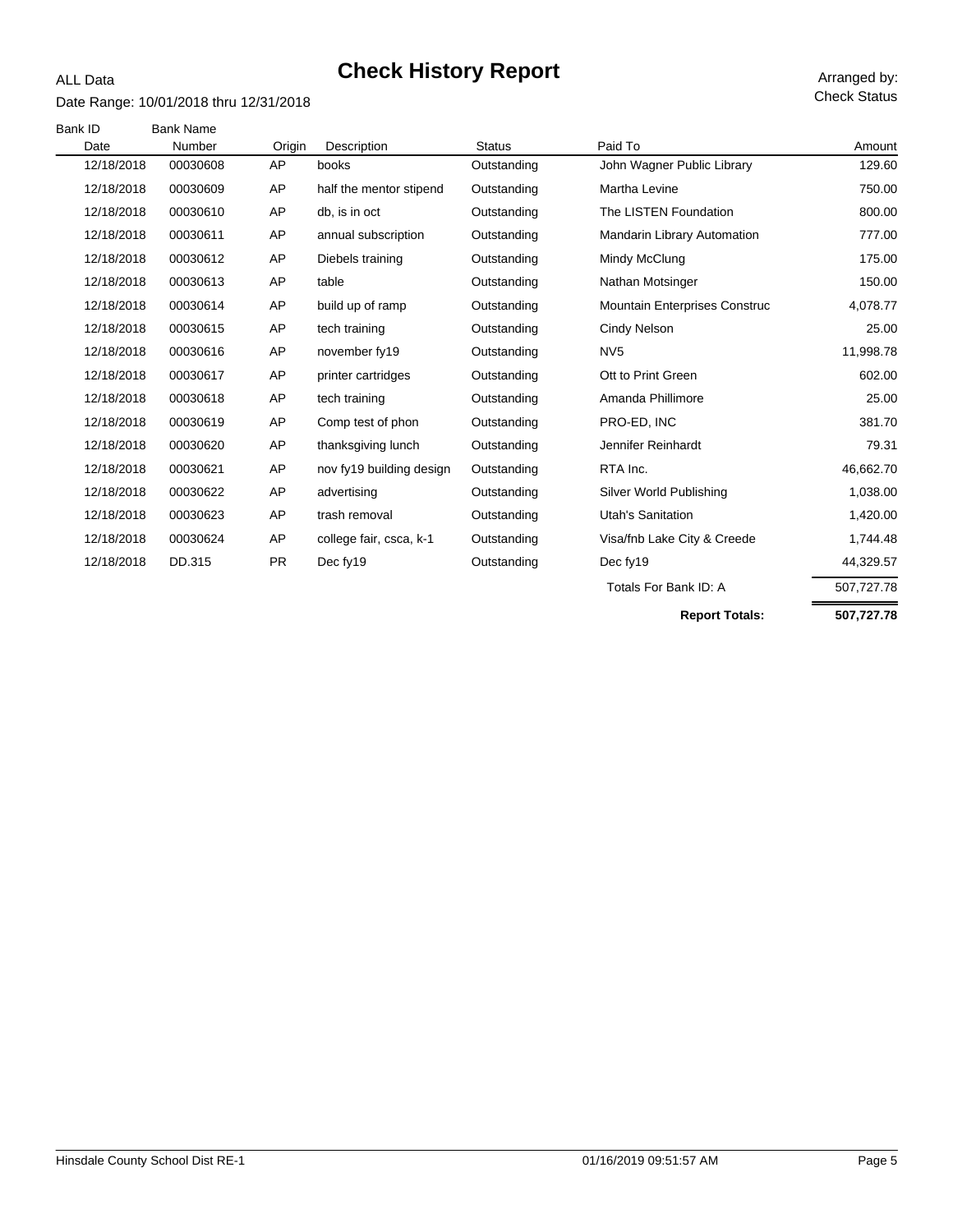ALL Data

# Check History Report

Date Range: 10/01/2018 thru 12/31/2018

Arranged by: Check Status

| Bank ID<br>Date | Bank Name<br>Number | Origin | Description | Status | Paid To | Amount |
|---|---|---|---|---|---|---|
| 12/18/2018 | 00030608 | AP | books | Outstanding | John Wagner Public Library | 129.60 |
| 12/18/2018 | 00030609 | AP | half the mentor stipend | Outstanding | Martha Levine | 750.00 |
| 12/18/2018 | 00030610 | AP | db, is in oct | Outstanding | The LISTEN Foundation | 800.00 |
| 12/18/2018 | 00030611 | AP | annual subscription | Outstanding | Mandarin Library Automation | 777.00 |
| 12/18/2018 | 00030612 | AP | Diebels training | Outstanding | Mindy McClung | 175.00 |
| 12/18/2018 | 00030613 | AP | table | Outstanding | Nathan Motsinger | 150.00 |
| 12/18/2018 | 00030614 | AP | build up of ramp | Outstanding | Mountain Enterprises Construc | 4,078.77 |
| 12/18/2018 | 00030615 | AP | tech training | Outstanding | Cindy Nelson | 25.00 |
| 12/18/2018 | 00030616 | AP | november fy19 | Outstanding | NV5 | 11,998.78 |
| 12/18/2018 | 00030617 | AP | printer cartridges | Outstanding | Ott to Print Green | 602.00 |
| 12/18/2018 | 00030618 | AP | tech training | Outstanding | Amanda Phillimore | 25.00 |
| 12/18/2018 | 00030619 | AP | Comp test of phon | Outstanding | PRO-ED, INC | 381.70 |
| 12/18/2018 | 00030620 | AP | thanksgiving lunch | Outstanding | Jennifer Reinhardt | 79.31 |
| 12/18/2018 | 00030621 | AP | nov fy19 building design | Outstanding | RTA Inc. | 46,662.70 |
| 12/18/2018 | 00030622 | AP | advertising | Outstanding | Silver World Publishing | 1,038.00 |
| 12/18/2018 | 00030623 | AP | trash removal | Outstanding | Utah's Sanitation | 1,420.00 |
| 12/18/2018 | 00030624 | AP | college fair, csca, k-1 | Outstanding | Visa/fnb Lake City & Creede | 1,744.48 |
| 12/18/2018 | DD.315 | PR | Dec fy19 | Outstanding | Dec fy19 | 44,329.57 |
| | | | | | Totals For Bank ID: A | 507,727.78 |
| | | | | | **Report Totals:** | **507,727.78** |

Hinsdale County School Dist RE-1 — 01/16/2019 09:51:57 AM